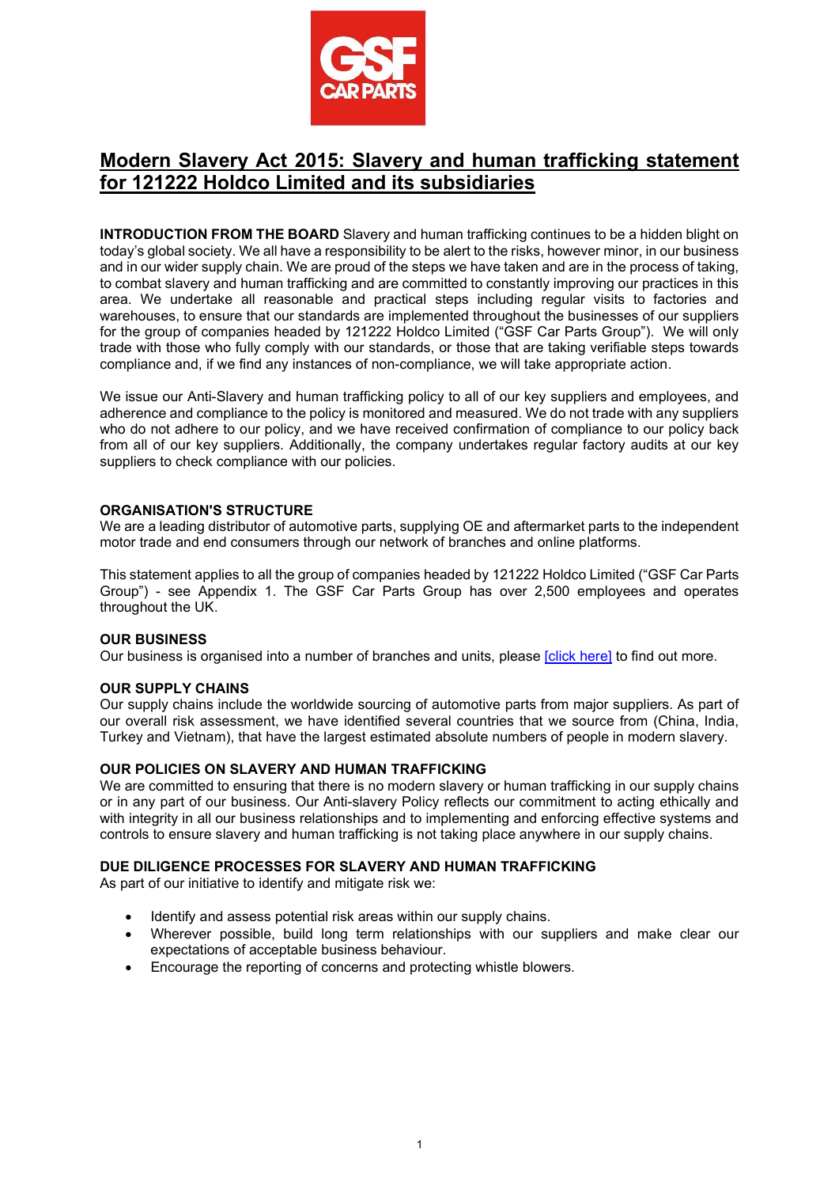# Modern Slavery Act 2015: Slavery and human trafficking statement for 121222 Holdco Limited and its subsidiaries

**INTRODUCTION FROM THE BOARD** Slavery and human trafficking continues to be a hidden blight on today's global society. We all have a responsibility to be alert to the risks, however minor, in our business and in our wider supply chain. We are proud of the steps we have taken and are in the process of taking, to combat slavery and human trafficking and are committed to constantly improving our practices in this area. We undertake all reasonable and practical steps including regular visits to factories and warehouses, to ensure that our standards are implemented throughout the businesses of our suppliers for the group of companies headed by 121222 Holdco Limited ("GSF Car Parts Group"). We will only trade with those who fully comply with our standards, or those that are taking verifiable steps towards compliance and, if we find any instances of non-compliance, we will take appropriate action.

We issue our Anti-Slavery and human trafficking policy to all of our key suppliers and employees, and adherence and compliance to the policy is monitored and measured. We do not trade with any suppliers who do not adhere to our policy, and we have received confirmation of compliance to our policy back from all of our key suppliers. Additionally, the company undertakes regular factory audits at our key suppliers to check compliance with our policies.

## ORGANISATION'S STRUCTURE

We are a leading distributor of automotive parts, supplying OE and aftermarket parts to the independent motor trade and end consumers through our network of branches and online platforms.

This statement applies to all the group of companies headed by 121222 Holdco Limited ("GSF Car Parts Group") - see Appendix 1. The GSF Car Parts Group has over 2,500 employees and operates throughout the UK.

## OUR BUSINESS

Our business is organised into a number of branches and units, please [click here] to find out more.

## OUR SUPPLY CHAINS

Our supply chains include the worldwide sourcing of automotive parts from major suppliers. As part of our overall risk assessment, we have identified several countries that we source from (China, India, Turkey and Vietnam), that have the largest estimated absolute numbers of people in modern slavery.

## OUR POLICIES ON SLAVERY AND HUMAN TRAFFICKING

We are committed to ensuring that there is no modern slavery or human trafficking in our supply chains or in any part of our business. Our Anti-slavery Policy reflects our commitment to acting ethically and with integrity in all our business relationships and to implementing and enforcing effective systems and controls to ensure slavery and human trafficking is not taking place anywhere in our supply chains.

## DUE DILIGENCE PROCESSES FOR SLAVERY AND HUMAN TRAFFICKING

As part of our initiative to identify and mitigate risk we:

- Identify and assess potential risk areas within our supply chains.
- Wherever possible, build long term relationships with our suppliers and make clear our expectations of acceptable business behaviour.
- Encourage the reporting of concerns and protecting whistle blowers.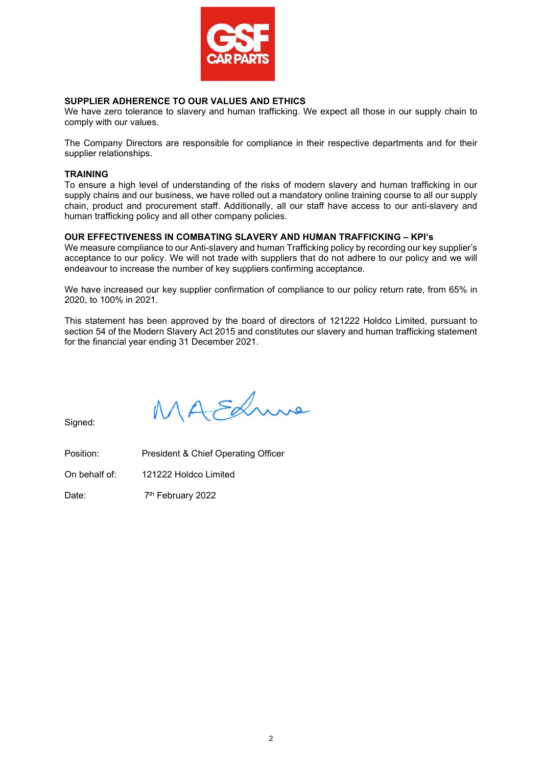## SUPPLIER ADHERENCE TO OUR VALUES AND ETHICS

We have zero tolerance to slavery and human trafficking. We expect all those in our supply chain to comply with our values.

The Company Directors are responsible for compliance in their respective departments and for their supplier relationships.

## TRAINING

To ensure a high level of understanding of the risks of modern slavery and human trafficking in our supply chains and our business, we have rolled out a mandatory online training course to all our supply chain, product and procurement staff. Additionally, all our staff have access to our anti-slavery and human trafficking policy and all other company policies.

## OUR EFFECTIVENESS IN COMBATING SLAVERY AND HUMAN TRAFFICKING – KPI's

We measure compliance to our Anti-slavery and human Trafficking policy by recording our key supplier's acceptance to our policy. We will not trade with suppliers that do not adhere to our policy and we will endeavour to increase the number of key suppliers confirming acceptance.

We have increased our key supplier confirmation of compliance to our policy return rate, from 65% in 2020, to 100% in 2021.

This statement has been approved by the board of directors of 121222 Holdco Limited, pursuant to section 54 of the Modern Slavery Act 2015 and constitutes our slavery and human trafficking statement for the financial year ending 31 December 2021.

Signed:

Position: President & Chief Operating Officer

On behalf of: 121222 Holdco Limited

Date: 7th February 2022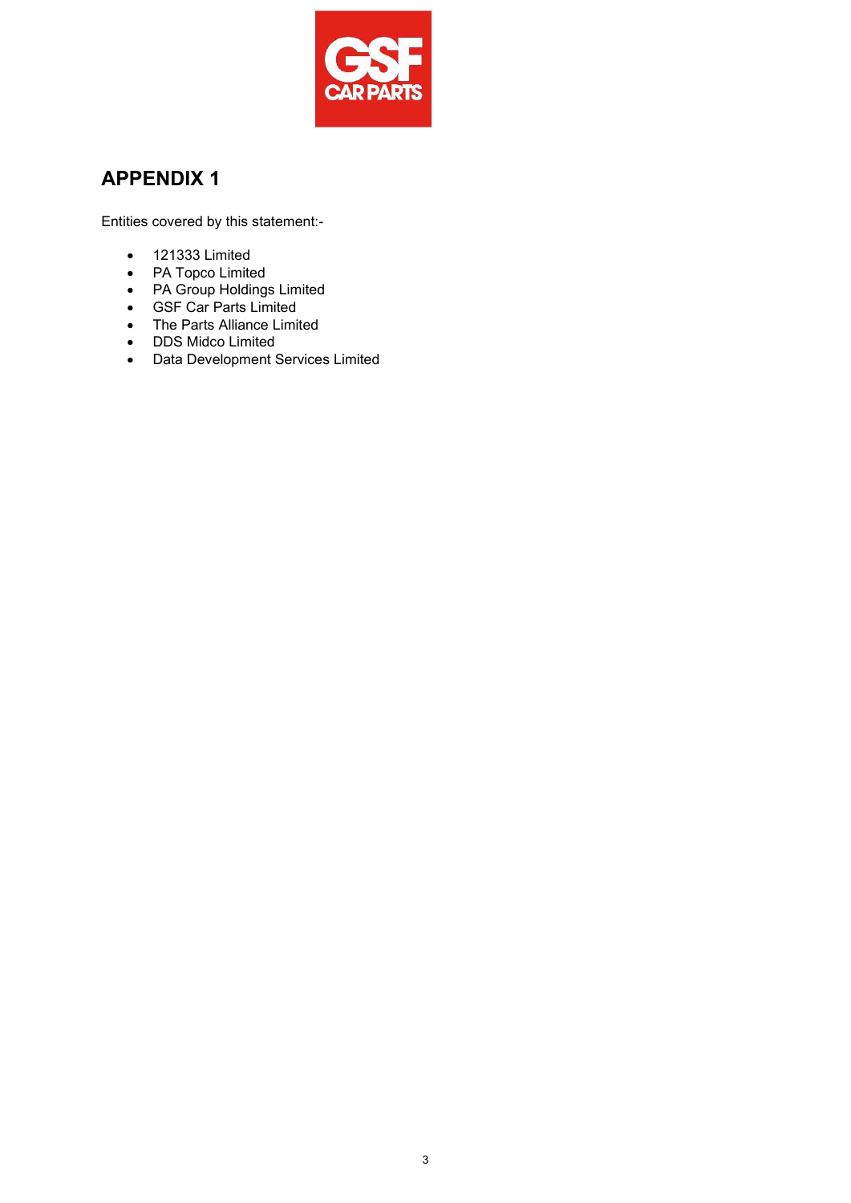## APPENDIX 1

Entities covered by this statement:-

- 121333 Limited
- PA Topco Limited
- PA Group Holdings Limited
- GSF Car Parts Limited
- The Parts Alliance Limited
- DDS Midco Limited
- Data Development Services Limited